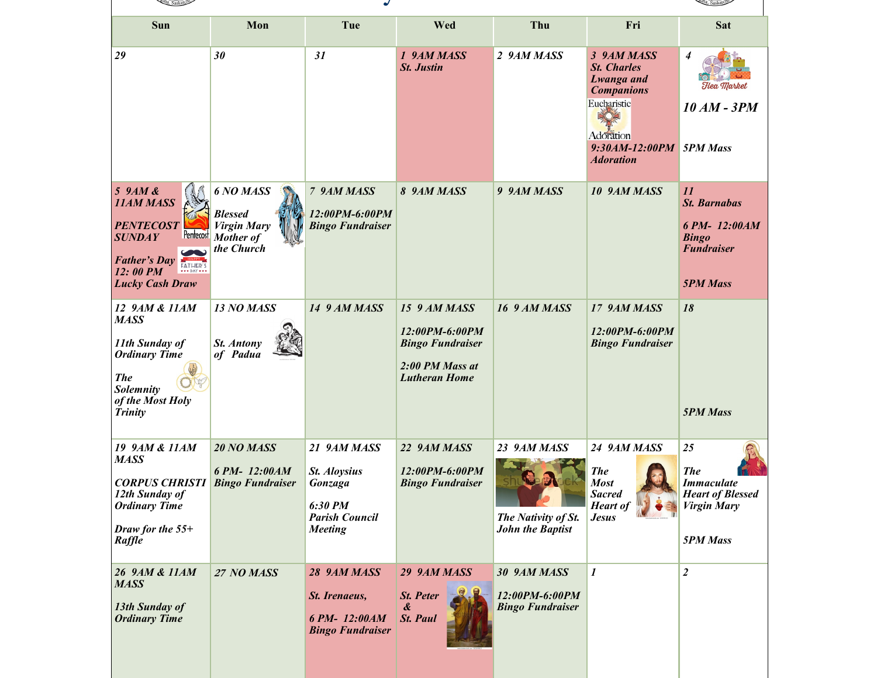| Sun | Mon | Tue | Wed | Thu | Fri | Sat |
|---|---|---|---|---|---|---|
| 29 | 30 | 31 | 1 9AM MASS<br>St. Justin | 2 9AM MASS | 3 9AM MASS<br>St. Charles Lwanga and Companions<br>Eucharistic Adoration<br>9:30AM-12:00PM Adoration | 4<br>Flea Market<br>10 AM - 3PM<br><br>5PM Mass |
| 5 9AM & 11AM MASS<br>PENTECOST SUNDAY<br>Pentecost<br>Father's Day 12: 00 PM Lucky Cash Draw | 6 NO MASS<br>Blessed Virgin Mary Mother of the Church | 7 9AM MASS<br>12:00PM-6:00PM Bingo Fundraiser | 8 9AM MASS | 9 9AM MASS | 10 9AM MASS | 11<br>St. Barnabas<br>6 PM- 12:00AM Bingo Fundraiser<br><br>5PM Mass |
| 12 9AM & 11AM MASS<br>11th Sunday of Ordinary Time<br>The Solemnity of the Most Holy Trinity | 13 NO MASS<br>St. Antony of Padua | 14 9 AM MASS | 15 9 AM MASS<br>12:00PM-6:00PM Bingo Fundraiser<br>2:00 PM Mass at Lutheran Home | 16 9 AM MASS | 17 9AM MASS<br>12:00PM-6:00PM Bingo Fundraiser | 18<br><br>5PM Mass |
| 19 9AM & 11AM MASS<br>CORPUS CHRISTI<br>12th Sunday of Ordinary Time<br>Draw for the 55+ Raffle | 20 NO MASS<br>6 PM- 12:00AM Bingo Fundraiser | 21 9AM MASS<br>St. Aloysius Gonzaga<br>6:30 PM Parish Council Meeting | 22 9AM MASS<br>12:00PM-6:00PM Bingo Fundraiser | 23 9AM MASS<br>The Nativity of St. John the Baptist | 24 9AM MASS<br>The Most Sacred Heart of Jesus | 25<br>The Immaculate Heart of Blessed Virgin Mary<br><br>5PM Mass |
| 26 9AM & 11AM MASS<br>13th Sunday of Ordinary Time | 27 NO MASS | 28 9AM MASS<br>St. Irenaeus,<br>6 PM- 12:00AM Bingo Fundraiser | 29 9AM MASS<br>St. Peter & St. Paul | 30 9AM MASS<br>12:00PM-6:00PM Bingo Fundraiser | 1 | 2 |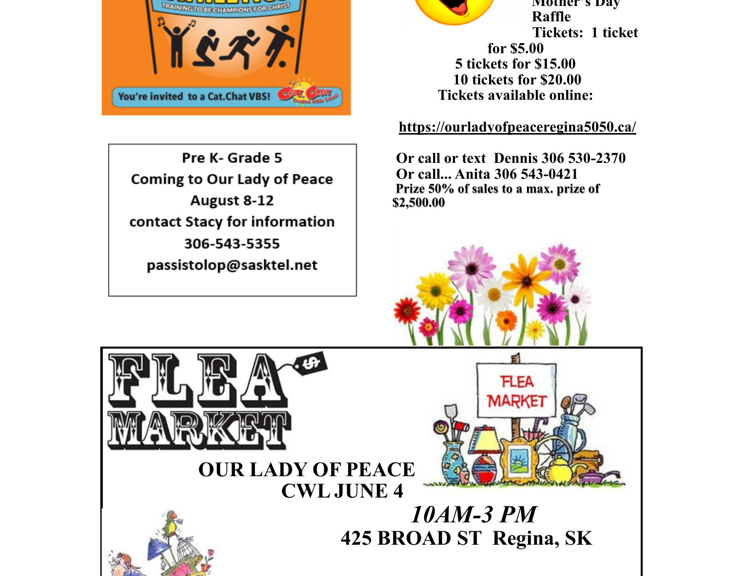TRAINING TO BE CHAMPIONS FOR CHRIST

You're invited to a Cat.Chat VBS!

Pre K- Grade 5
Coming to Our Lady of Peace
August 8-12
contact Stacy for information
306-543-5355
passistolop@sasktel.net

**Mother's Day Raffle**

**Tickets: 1 ticket for $5.00**
**5 tickets for $15.00**
**10 tickets for $20.00**
**Tickets available online:**

**https://ourladyofpeaceregina5050.ca/**

**Or call or text Dennis 306 530-2370**
**Or call... Anita 306 543-0421**
**Prize 50% of sales to a max. prize of $2,500.00**

# FLEA MARKET

**OUR LADY OF PEACE CWL JUNE 4**

***10AM-3 PM***

**425 BROAD ST Regina, SK**